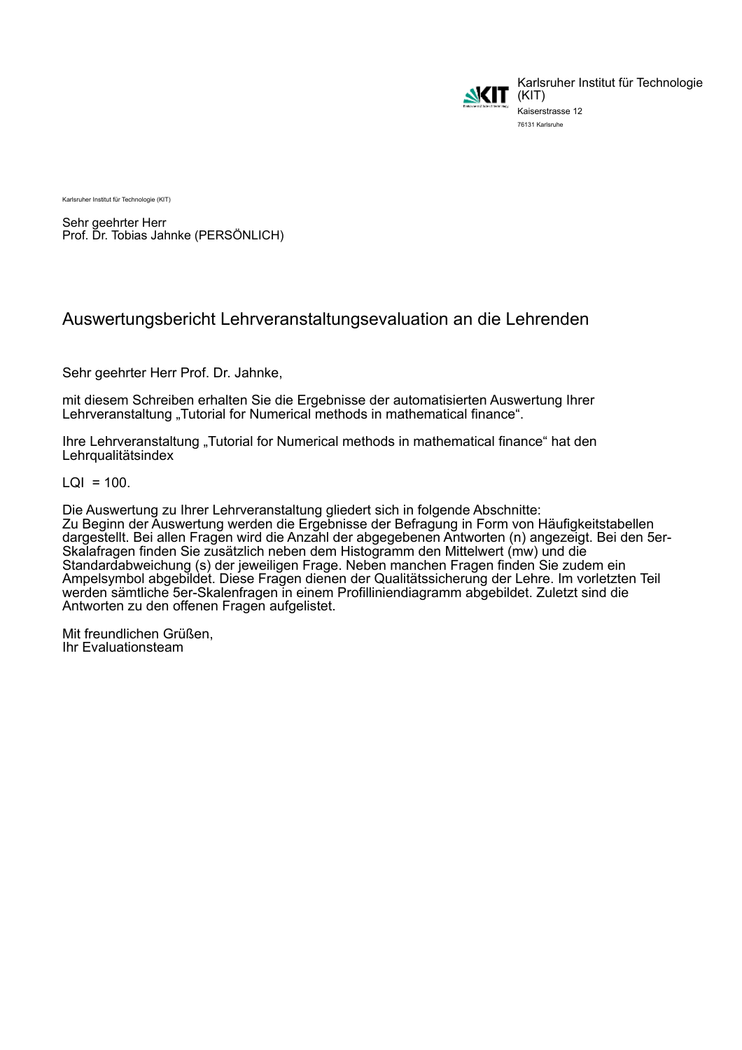Karlsruher Institut für Technologie (KIT)
Kaiserstrasse 12
76131 Karlsruhe

Karlsruher Institut für Technologie (KIT)

Sehr geehrter Herr
Prof. Dr. Tobias Jahnke (PERSÖNLICH)

# Auswertungsbericht Lehrveranstaltungsevaluation an die Lehrenden

Sehr geehrter Herr Prof. Dr. Jahnke,

mit diesem Schreiben erhalten Sie die Ergebnisse der automatisierten Auswertung Ihrer Lehrveranstaltung „Tutorial for Numerical methods in mathematical finance“.

Ihre Lehrveranstaltung „Tutorial for Numerical methods in mathematical finance“ hat den Lehrqualitätsindex

LQI = 100.

Die Auswertung zu Ihrer Lehrveranstaltung gliedert sich in folgende Abschnitte:
Zu Beginn der Auswertung werden die Ergebnisse der Befragung in Form von Häufigkeitstabellen dargestellt. Bei allen Fragen wird die Anzahl der abgegebenen Antworten (n) angezeigt. Bei den 5er-Skalafragen finden Sie zusätzlich neben dem Histogramm den Mittelwert (mw) und die Standardabweichung (s) der jeweiligen Frage. Neben manchen Fragen finden Sie zudem ein Ampelsymbol abgebildet. Diese Fragen dienen der Qualitätssicherung der Lehre. Im vorletzten Teil werden sämtliche 5er-Skalenfragen in einem Profilliniendiagramm abgebildet. Zuletzt sind die Antworten zu den offenen Fragen aufgelistet.

Mit freundlichen Grüßen,
Ihr Evaluationsteam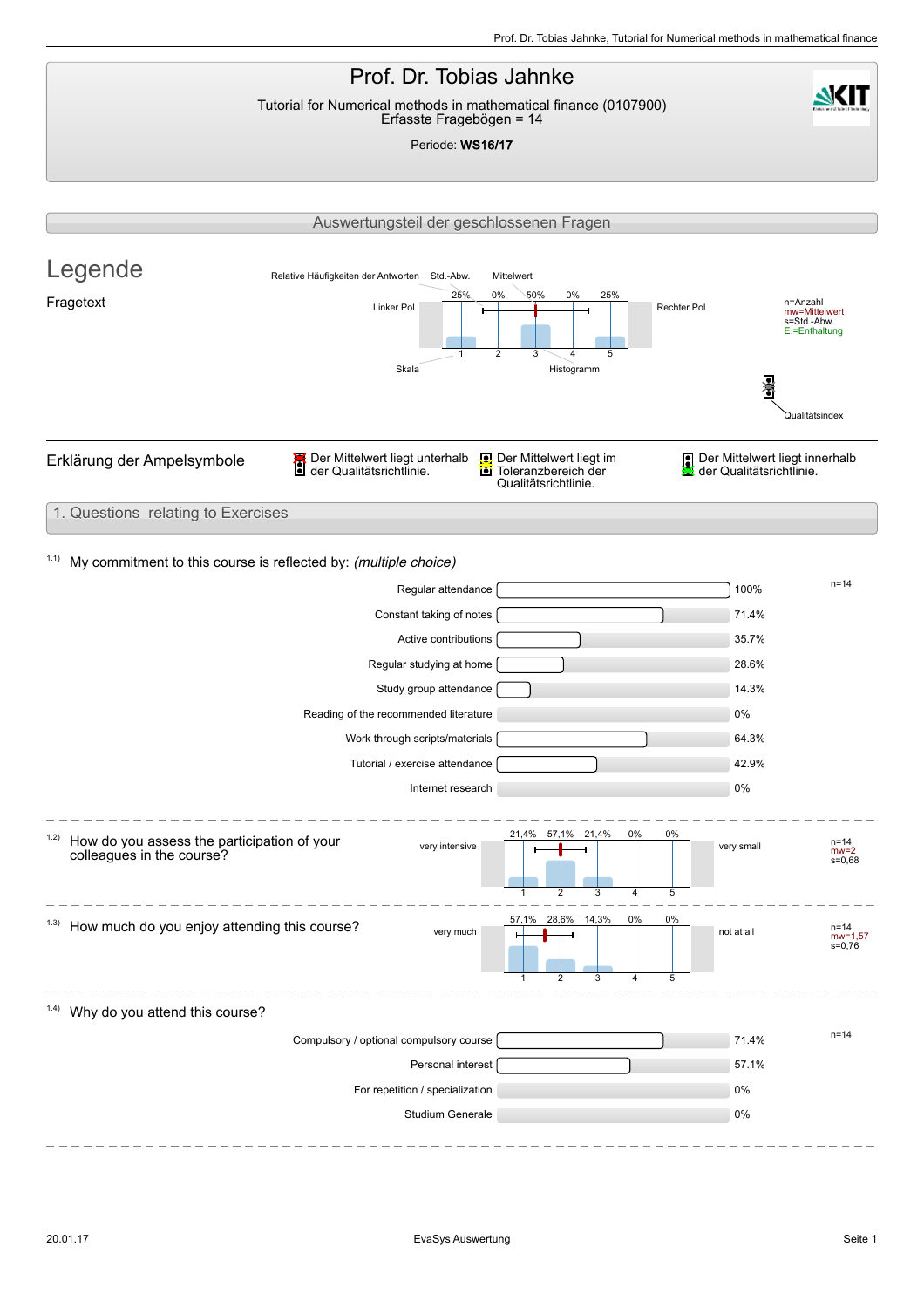# Prof. Dr. Tobias Jahnke

Tutorial for Numerical methods in mathematical finance (0107900)
Erfasste Fragebögen = 14

Periode: **WS16/17**

## Auswertungsteil der geschlossenen Fragen

## Legende

Fragetext

Relative Häufigkeiten der Antworten — Std.-Abw. — Mittelwert

Linker Pol — 25% | 0% | 50% | 0% | 25% — Rechter Pol

Skala: 1 | 2 | 3 | 4 | 5 — Histogramm

n=Anzahl
mw=Mittelwert
s=Std.-Abw.
E.=Enthaltung

Qualitätsindex

**Erklärung der Ampelsymbole**

- Der Mittelwert liegt unterhalb der Qualitätsrichtlinie.
- Der Mittelwert liegt im Toleranzbereich der Qualitätsrichtlinie.
- Der Mittelwert liegt innerhalb der Qualitätsrichtlinie.

## 1. Questions relating to Exercises

### 1.1) My commitment to this course is reflected by: *(multiple choice)*

n=14

| Answer | % |
|---|---|
| Regular attendance | 100% |
| Constant taking of notes | 71.4% |
| Active contributions | 35.7% |
| Regular studying at home | 28.6% |
| Study group attendance | 14.3% |
| Reading of the recommended literature | 0% |
| Work through scripts/materials | 64.3% |
| Tutorial / exercise attendance | 42.9% |
| Internet research | 0% |

### 1.2) How do you assess the participation of your colleagues in the course?

| Left pole | 1 | 2 | 3 | 4 | 5 | Right pole | Stats |
|---|---|---|---|---|---|---|---|
| very intensive | 21,4% | 57,1% | 21,4% | 0% | 0% | very small | n=14, mw=2, s=0,68 |

### 1.3) How much do you enjoy attending this course?

| Left pole | 1 | 2 | 3 | 4 | 5 | Right pole | Stats |
|---|---|---|---|---|---|---|---|
| very much | 57,1% | 28,6% | 14,3% | 0% | 0% | not at all | n=14, mw=1,57, s=0,76 |

### 1.4) Why do you attend this course?

n=14

| Answer | % |
|---|---|
| Compulsory / optional compulsory course | 71.4% |
| Personal interest | 57.1% |
| For repetition / specialization | 0% |
| Studium Generale | 0% |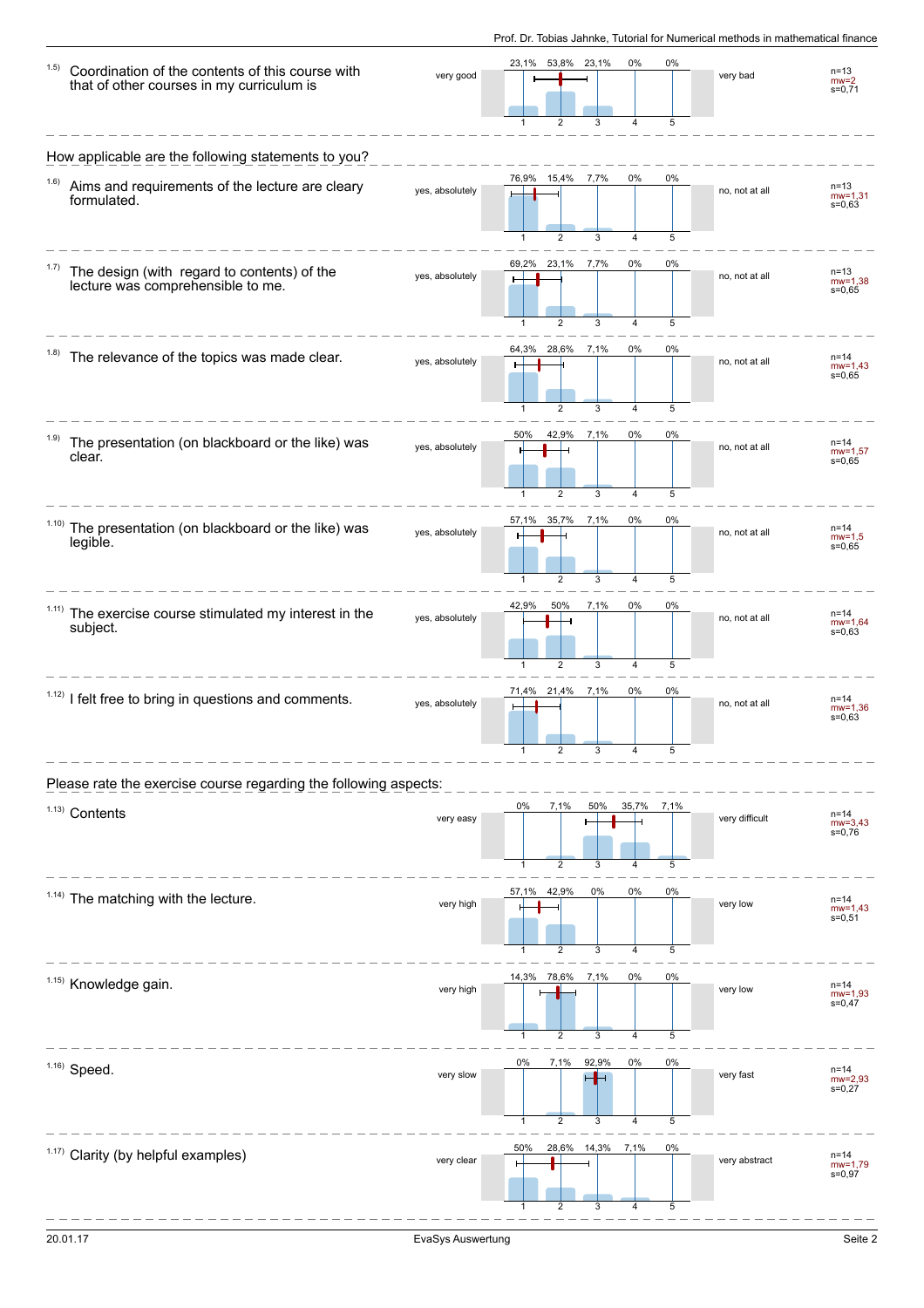**1.5)** Coordination of the contents of this course with that of other courses in my curriculum is

| | 1 | 2 | 3 | 4 | 5 | | |
|---|---|---|---|---|---|---|---|
| very good | 23,1% | 53,8% | 23,1% | 0% | 0% | very bad | n=13 mw=2 s=0,71 |

## How applicable are the following statements to you?

**1.6)** Aims and requirements of the lecture are cleary formulated.

| | 1 | 2 | 3 | 4 | 5 | | |
|---|---|---|---|---|---|---|---|
| yes, absolutely | 76,9% | 15,4% | 7,7% | 0% | 0% | no, not at all | n=13 mw=1,31 s=0,63 |

**1.7)** The design (with regard to contents) of the lecture was comprehensible to me.

| | 1 | 2 | 3 | 4 | 5 | | |
|---|---|---|---|---|---|---|---|
| yes, absolutely | 69,2% | 23,1% | 7,7% | 0% | 0% | no, not at all | n=13 mw=1,38 s=0,65 |

**1.8)** The relevance of the topics was made clear.

| | 1 | 2 | 3 | 4 | 5 | | |
|---|---|---|---|---|---|---|---|
| yes, absolutely | 64,3% | 28,6% | 7,1% | 0% | 0% | no, not at all | n=14 mw=1,43 s=0,65 |

**1.9)** The presentation (on blackboard or the like) was clear.

| | 1 | 2 | 3 | 4 | 5 | | |
|---|---|---|---|---|---|---|---|
| yes, absolutely | 50% | 42,9% | 7,1% | 0% | 0% | no, not at all | n=14 mw=1,57 s=0,65 |

**1.10)** The presentation (on blackboard or the like) was legible.

| | 1 | 2 | 3 | 4 | 5 | | |
|---|---|---|---|---|---|---|---|
| yes, absolutely | 57,1% | 35,7% | 7,1% | 0% | 0% | no, not at all | n=14 mw=1,5 s=0,65 |

**1.11)** The exercise course stimulated my interest in the subject.

| | 1 | 2 | 3 | 4 | 5 | | |
|---|---|---|---|---|---|---|---|
| yes, absolutely | 42,9% | 50% | 7,1% | 0% | 0% | no, not at all | n=14 mw=1,64 s=0,63 |

**1.12)** I felt free to bring in questions and comments.

| | 1 | 2 | 3 | 4 | 5 | | |
|---|---|---|---|---|---|---|---|
| yes, absolutely | 71,4% | 21,4% | 7,1% | 0% | 0% | no, not at all | n=14 mw=1,36 s=0,63 |

## Please rate the exercise course regarding the following aspects:

**1.13)** Contents

| | 1 | 2 | 3 | 4 | 5 | | |
|---|---|---|---|---|---|---|---|
| very easy | 0% | 7,1% | 50% | 35,7% | 7,1% | very difficult | n=14 mw=3,43 s=0,76 |

**1.14)** The matching with the lecture.

| | 1 | 2 | 3 | 4 | 5 | | |
|---|---|---|---|---|---|---|---|
| very high | 57,1% | 42,9% | 0% | 0% | 0% | very low | n=14 mw=1,43 s=0,51 |

**1.15)** Knowledge gain.

| | 1 | 2 | 3 | 4 | 5 | | |
|---|---|---|---|---|---|---|---|
| very high | 14,3% | 78,6% | 7,1% | 0% | 0% | very low | n=14 mw=1,93 s=0,47 |

**1.16)** Speed.

| | 1 | 2 | 3 | 4 | 5 | | |
|---|---|---|---|---|---|---|---|
| very slow | 0% | 7,1% | 92,9% | 0% | 0% | very fast | n=14 mw=2,93 s=0,27 |

**1.17)** Clarity (by helpful examples)

| | 1 | 2 | 3 | 4 | 5 | | |
|---|---|---|---|---|---|---|---|
| very clear | 50% | 28,6% | 14,3% | 7,1% | 0% | very abstract | n=14 mw=1,79 s=0,97 |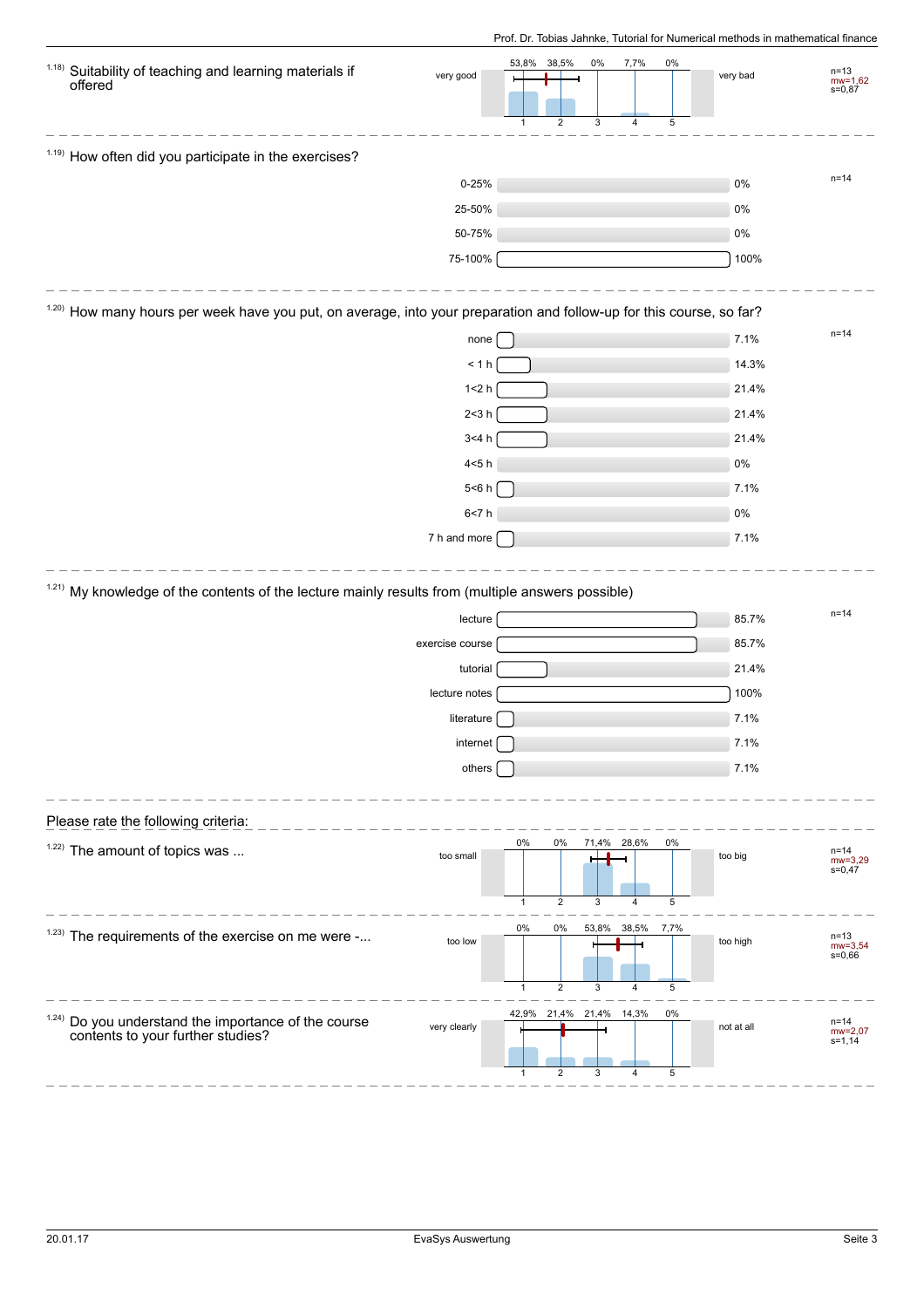1.18) Suitability of teaching and learning materials if offered

| very good | 1 | 2 | 3 | 4 | 5 | very bad | |
|---|---|---|---|---|---|---|---|
| | 53,8% | 38,5% | 0% | 7,7% | 0% | | n=13, mw=1,62, s=0,87 |

1.19) How often did you participate in the exercises?

| | | n=14 |
|---|---|---|
| 0-25% | 0% | |
| 25-50% | 0% | |
| 50-75% | 0% | |
| 75-100% | 100% | |

1.20) How many hours per week have you put, on average, into your preparation and follow-up for this course, so far?

| | | n=14 |
|---|---|---|
| none | 7.1% | |
| < 1 h | 14.3% | |
| 1<2 h | 21.4% | |
| 2<3 h | 21.4% | |
| 3<4 h | 21.4% | |
| 4<5 h | 0% | |
| 5<6 h | 7.1% | |
| 6<7 h | 0% | |
| 7 h and more | 7.1% | |

1.21) My knowledge of the contents of the lecture mainly results from (multiple answers possible)

| | | n=14 |
|---|---|---|
| lecture | 85.7% | |
| exercise course | 85.7% | |
| tutorial | 21.4% | |
| lecture notes | 100% | |
| literature | 7.1% | |
| internet | 7.1% | |
| others | 7.1% | |

Please rate the following criteria:

1.22) The amount of topics was ...

| too small | 1 | 2 | 3 | 4 | 5 | too big | |
|---|---|---|---|---|---|---|---|
| | 0% | 0% | 71,4% | 28,6% | 0% | | n=14, mw=3,29, s=0,47 |

1.23) The requirements of the exercise on me were -...

| too low | 1 | 2 | 3 | 4 | 5 | too high | |
|---|---|---|---|---|---|---|---|
| | 0% | 0% | 53,8% | 38,5% | 7,7% | | n=13, mw=3,54, s=0,66 |

1.24) Do you understand the importance of the course contents to your further studies?

| very clearly | 1 | 2 | 3 | 4 | 5 | not at all | |
|---|---|---|---|---|---|---|---|
| | 42,9% | 21,4% | 21,4% | 14,3% | 0% | | n=14, mw=2,07, s=1,14 |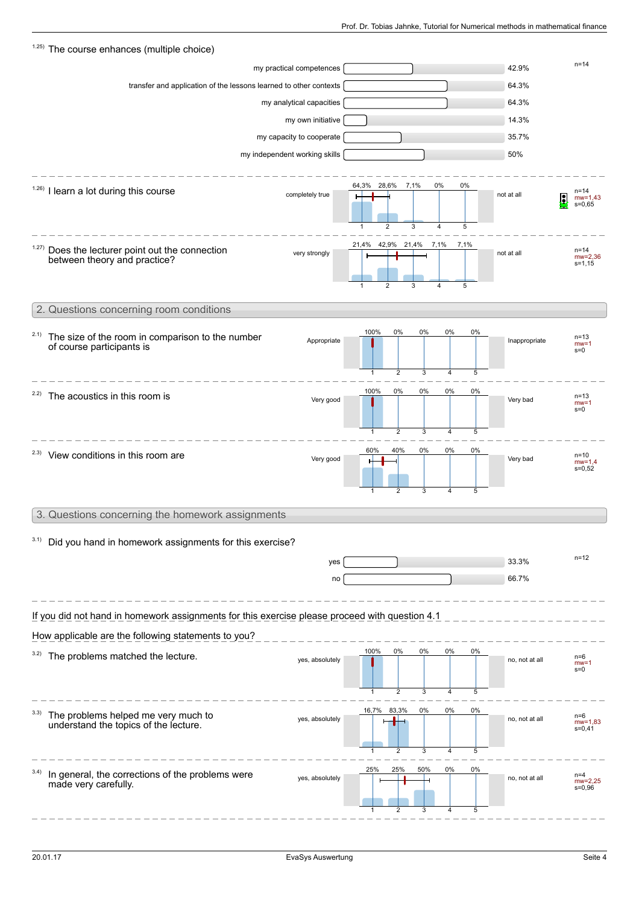## 1.25) The course enhances (multiple choice)

n=14

| Option | Percentage |
|---|---|
| my practical competences | 42.9% |
| transfer and application of the lessons learned to other contexts | 64.3% |
| my analytical capacities | 64.3% |
| my own initiative | 14.3% |
| my capacity to cooperate | 35.7% |
| my independent working skills | 50% |

---

## 1.26) I learn a lot during this course

| | 1 | 2 | 3 | 4 | 5 | | |
|---|---|---|---|---|---|---|---|
| completely true | 64,3% | 28,6% | 7,1% | 0% | 0% | not at all | n=14, mw=1,43, s=0,65 |

---

## 1.27) Does the lecturer point out the connection between theory and practice?

| | 1 | 2 | 3 | 4 | 5 | | |
|---|---|---|---|---|---|---|---|
| very strongly | 21,4% | 42,9% | 21,4% | 7,1% | 7,1% | not at all | n=14, mw=2,36, s=1,15 |

# 2. Questions concerning room conditions

## 2.1) The size of the room in comparison to the number of course participants is

| | 1 | 2 | 3 | 4 | 5 | | |
|---|---|---|---|---|---|---|---|
| Appropriate | 100% | 0% | 0% | 0% | 0% | Inappropriate | n=13, mw=1, s=0 |

---

## 2.2) The acoustics in this room is

| | 1 | 2 | 3 | 4 | 5 | | |
|---|---|---|---|---|---|---|---|
| Very good | 100% | 0% | 0% | 0% | 0% | Very bad | n=13, mw=1, s=0 |

---

## 2.3) View conditions in this room are

| | 1 | 2 | 3 | 4 | 5 | | |
|---|---|---|---|---|---|---|---|
| Very good | 60% | 40% | 0% | 0% | 0% | Very bad | n=10, mw=1,4, s=0,52 |

# 3. Questions concerning the homework assignments

## 3.1) Did you hand in homework assignments for this exercise?

n=12

| Option | Percentage |
|---|---|
| yes | 33.3% |
| no | 66.7% |

---

If you did not hand in homework assignments for this exercise please proceed with question 4.1

How applicable are the following statements to you?

## 3.2) The problems matched the lecture.

| | 1 | 2 | 3 | 4 | 5 | | |
|---|---|---|---|---|---|---|---|
| yes, absolutely | 100% | 0% | 0% | 0% | 0% | no, not at all | n=6, mw=1, s=0 |

---

## 3.3) The problems helped me very much to understand the topics of the lecture.

| | 1 | 2 | 3 | 4 | 5 | | |
|---|---|---|---|---|---|---|---|
| yes, absolutely | 16,7% | 83,3% | 0% | 0% | 0% | no, not at all | n=6, mw=1,83, s=0,41 |

---

## 3.4) In general, the corrections of the problems were made very carefully.

| | 1 | 2 | 3 | 4 | 5 | | |
|---|---|---|---|---|---|---|---|
| yes, absolutely | 25% | 25% | 50% | 0% | 0% | no, not at all | n=4, mw=2,25, s=0,96 |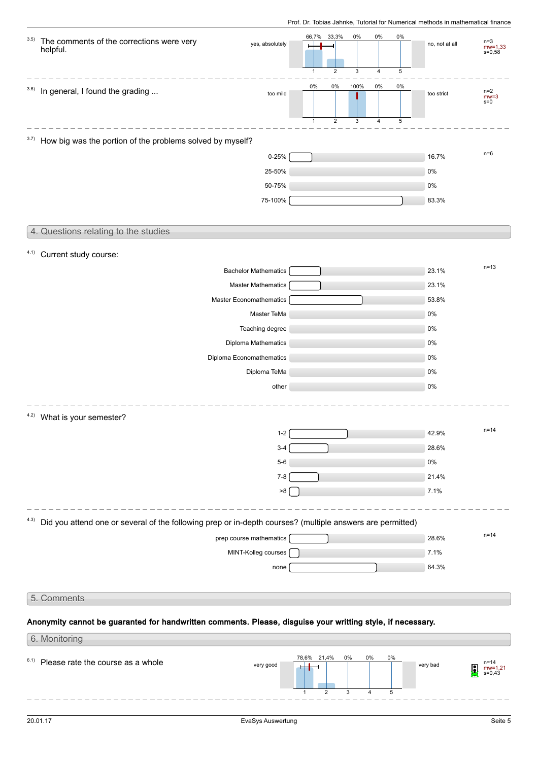3.5) The comments of the corrections were very helpful.

| | 1 | 2 | 3 | 4 | 5 | | |
|---|---|---|---|---|---|---|---|
| yes, absolutely | 66,7% | 33,3% | 0% | 0% | 0% | no, not at all | n=3, mw=1,33, s=0,58 |

3.6) In general, I found the grading ...

| | 1 | 2 | 3 | 4 | 5 | | |
|---|---|---|---|---|---|---|---|
| too mild | 0% | 0% | 100% | 0% | 0% | too strict | n=2, mw=3, s=0 |

3.7) How big was the portion of the problems solved by myself?

n=6

| Answer | Percentage |
|---|---|
| 0-25% | 16.7% |
| 25-50% | 0% |
| 50-75% | 0% |
| 75-100% | 83.3% |

## 4. Questions relating to the studies

4.1) Current study course:

n=13

| Answer | Percentage |
|---|---|
| Bachelor Mathematics | 23.1% |
| Master Mathematics | 23.1% |
| Master Economathematics | 53.8% |
| Master TeMa | 0% |
| Teaching degree | 0% |
| Diploma Mathematics | 0% |
| Diploma Economathematics | 0% |
| Diploma TeMa | 0% |
| other | 0% |

4.2) What is your semester?

n=14

| Answer | Percentage |
|---|---|
| 1-2 | 42.9% |
| 3-4 | 28.6% |
| 5-6 | 0% |
| 7-8 | 21.4% |
| >8 | 7.1% |

4.3) Did you attend one or several of the following prep or in-depth courses? (multiple answers are permitted)

n=14

| Answer | Percentage |
|---|---|
| prep course mathematics | 28.6% |
| MINT-Kolleg courses | 7.1% |
| none | 64.3% |

## 5. Comments

**Anonymity cannot be guaranted for handwritten comments. Please, disguise your writting style, if necessary.**

## 6. Monitoring

6.1) Please rate the course as a whole

| | 1 | 2 | 3 | 4 | 5 | | |
|---|---|---|---|---|---|---|---|
| very good | 78,6% | 21,4% | 0% | 0% | 0% | very bad | n=14, mw=1,21, s=0,43 |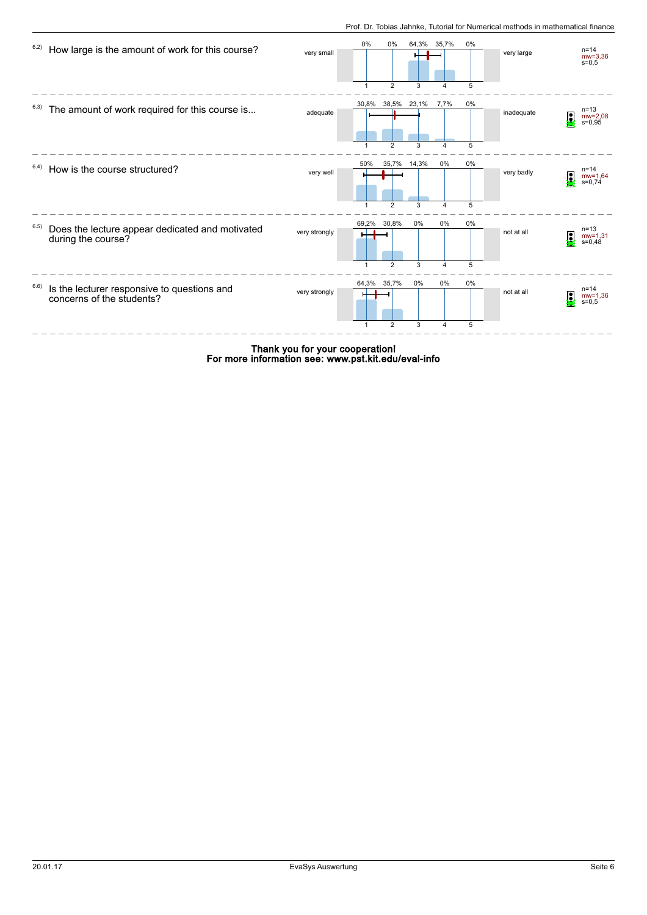6.2) How large is the amount of work for this course?

| very small | 1 | 2 | 3 | 4 | 5 | very large | |
|---|---|---|---|---|---|---|---|
| | 0% | 0% | 64,3% | 35,7% | 0% | | n=14<br>mw=3,36<br>s=0,5 |

6.3) The amount of work required for this course is...

| adequate | 1 | 2 | 3 | 4 | 5 | inadequate | |
|---|---|---|---|---|---|---|---|
| | 30,8% | 38,5% | 23,1% | 7,7% | 0% | | n=13<br>mw=2,08<br>s=0,95 |

6.4) How is the course structured?

| very well | 1 | 2 | 3 | 4 | 5 | very badly | |
|---|---|---|---|---|---|---|---|
| | 50% | 35,7% | 14,3% | 0% | 0% | | n=14<br>mw=1,64<br>s=0,74 |

6.5) Does the lecture appear dedicated and motivated during the course?

| very strongly | 1 | 2 | 3 | 4 | 5 | not at all | |
|---|---|---|---|---|---|---|---|
| | 69,2% | 30,8% | 0% | 0% | 0% | | n=13<br>mw=1,31<br>s=0,48 |

6.6) Is the lecturer responsive to questions and concerns of the students?

| very strongly | 1 | 2 | 3 | 4 | 5 | not at all | |
|---|---|---|---|---|---|---|---|
| | 64,3% | 35,7% | 0% | 0% | 0% | | n=14<br>mw=1,36<br>s=0,5 |

**Thank you for your cooperation!**
**For more information see: www.pst.kit.edu/eval-info**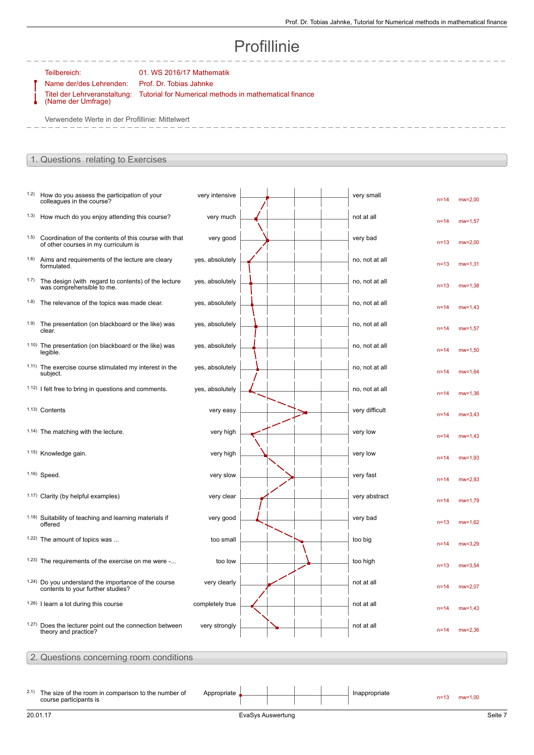# Profillinie

Teilbereich: 01. WS 2016/17 Mathematik
Name der/des Lehrenden: Prof. Dr. Tobias Jahnke
Titel der Lehrveranstaltung: (Name der Umfrage) Tutorial for Numerical methods in mathematical finance

Verwendete Werte in der Profillinie: Mittelwert

## 1. Questions relating to Exercises

| No. | Question | Left pole | Right pole | n | mw |
|---|---|---|---|---|---|
| 1.2) | How do you assess the participation of your colleagues in the course? | very intensive | very small | n=14 | mw=2,00 |
| 1.3) | How much do you enjoy attending this course? | very much | not at all | n=14 | mw=1,57 |
| 1.5) | Coordination of the contents of this course with that of other courses in my curriculum is | very good | very bad | n=13 | mw=2,00 |
| 1.6) | Aims and requirements of the lecture are cleary formulated. | yes, absolutely | no, not at all | n=13 | mw=1,31 |
| 1.7) | The design (with regard to contents) of the lecture was comprehensible to me. | yes, absolutely | no, not at all | n=13 | mw=1,38 |
| 1.8) | The relevance of the topics was made clear. | yes, absolutely | no, not at all | n=14 | mw=1,43 |
| 1.9) | The presentation (on blackboard or the like) was clear. | yes, absolutely | no, not at all | n=14 | mw=1,57 |
| 1.10) | The presentation (on blackboard or the like) was legible. | yes, absolutely | no, not at all | n=14 | mw=1,50 |
| 1.11) | The exercise course stimulated my interest in the subject. | yes, absolutely | no, not at all | n=14 | mw=1,64 |
| 1.12) | I felt free to bring in questions and comments. | yes, absolutely | no, not at all | n=14 | mw=1,36 |
| 1.13) | Contents | very easy | very difficult | n=14 | mw=3,43 |
| 1.14) | The matching with the lecture. | very high | very low | n=14 | mw=1,43 |
| 1.15) | Knowledge gain. | very high | very low | n=14 | mw=1,93 |
| 1.16) | Speed. | very slow | very fast | n=14 | mw=2,93 |
| 1.17) | Clarity (by helpful examples) | very clear | very abstract | n=14 | mw=1,79 |
| 1.18) | Suitability of teaching and learning materials if offered | very good | very bad | n=13 | mw=1,62 |
| 1.22) | The amount of topics was ... | too small | too big | n=14 | mw=3,29 |
| 1.23) | The requirements of the exercise on me were -... | too low | too high | n=13 | mw=3,54 |
| 1.24) | Do you understand the importance of the course contents to your further studies? | very clearly | not at all | n=14 | mw=2,07 |
| 1.26) | I learn a lot during this course | completely true | not at all | n=14 | mw=1,43 |
| 1.27) | Does the lecturer point out the connection between theory and practice? | very strongly | not at all | n=14 | mw=2,36 |

## 2. Questions concerning room conditions

| No. | Question | Left pole | Right pole | n | mw |
|---|---|---|---|---|---|
| 2.1) | The size of the room in comparison to the number of course participants is | Appropriate | Inappropriate | n=13 | mw=1,00 |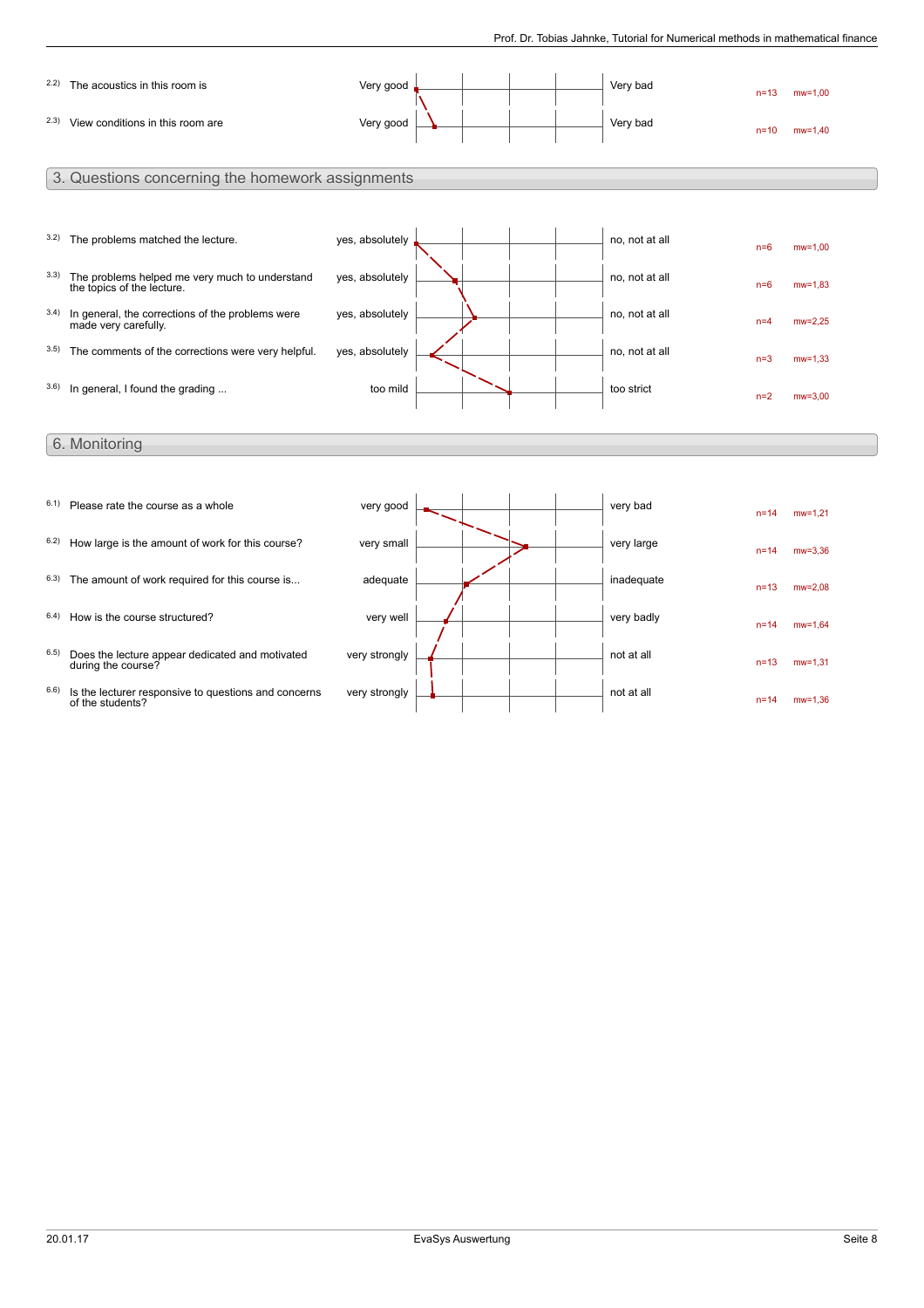| | | | | | |
|---|---|---|---|---|---|
| 2.2) | The acoustics in this room is | Very good | Very bad | n=13 | mw=1,00 |
| 2.3) | View conditions in this room are | Very good | Very bad | n=10 | mw=1,40 |

## 3. Questions concerning the homework assignments

| | | | | | |
|---|---|---|---|---|---|
| 3.2) | The problems matched the lecture. | yes, absolutely | no, not at all | n=6 | mw=1,00 |
| 3.3) | The problems helped me very much to understand the topics of the lecture. | yes, absolutely | no, not at all | n=6 | mw=1,83 |
| 3.4) | In general, the corrections of the problems were made very carefully. | yes, absolutely | no, not at all | n=4 | mw=2,25 |
| 3.5) | The comments of the corrections were very helpful. | yes, absolutely | no, not at all | n=3 | mw=1,33 |
| 3.6) | In general, I found the grading ... | too mild | too strict | n=2 | mw=3,00 |

## 6. Monitoring

| | | | | | |
|---|---|---|---|---|---|
| 6.1) | Please rate the course as a whole | very good | very bad | n=14 | mw=1,21 |
| 6.2) | How large is the amount of work for this course? | very small | very large | n=14 | mw=3,36 |
| 6.3) | The amount of work required for this course is... | adequate | inadequate | n=13 | mw=2,08 |
| 6.4) | How is the course structured? | very well | very badly | n=14 | mw=1,64 |
| 6.5) | Does the lecture appear dedicated and motivated during the course? | very strongly | not at all | n=13 | mw=1,31 |
| 6.6) | Is the lecturer responsive to questions and concerns of the students? | very strongly | not at all | n=14 | mw=1,36 |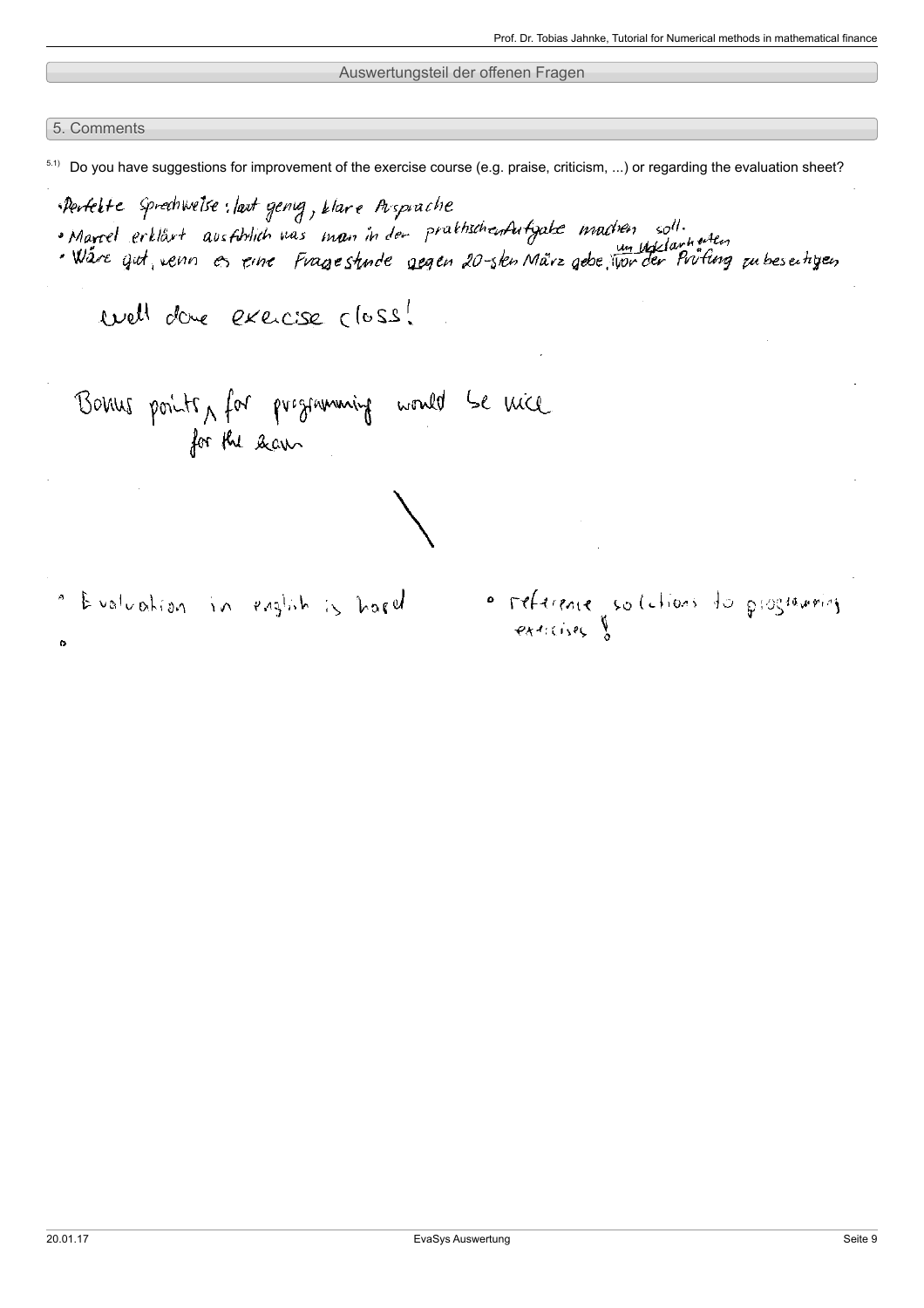## Auswertungsteil der offenen Fragen

### 5. Comments

5.1) Do you have suggestions for improvement of the exercise course (e.g. praise, criticism, ...) or regarding the evaluation sheet?

- Perfekte Sprechweise: laut genug, klare Aussprache
- Marcel erklärt ausführlich was man in der praktischen Aufgabe machen soll.
- Wäre gut, wenn es eine Fragestunde gegen 20-sten März gebe, um Unklarheiten vor der Prüfung zu beseitigen

---

well done exercise class!

---

Bonus points for programming would be nice for the exam

---

\

---

- Evaluation in english is hard
- reference solutions to programming exercises !